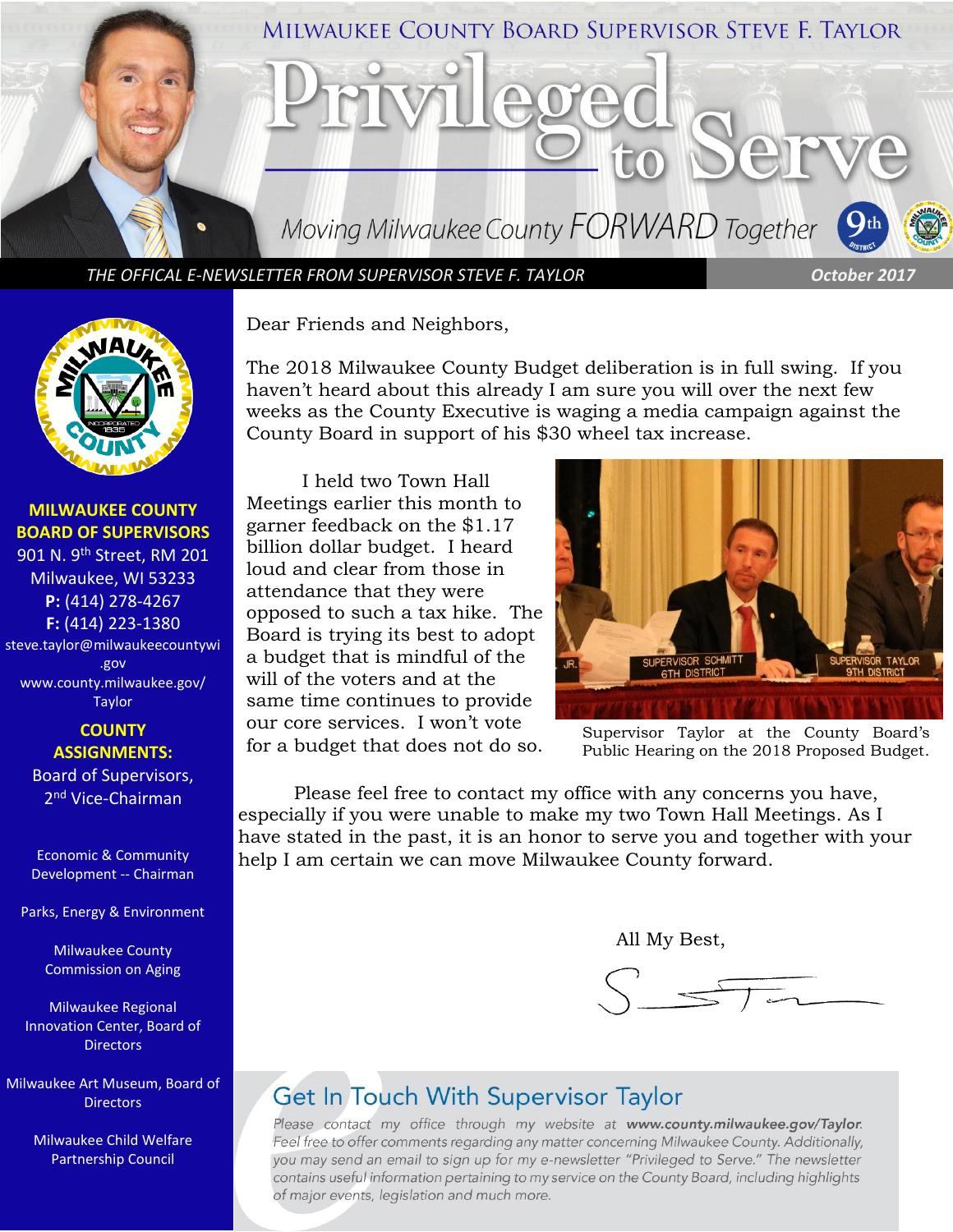# MILWAUKEE COUNTY BOARD SUPERVISOR STEVE F. TAYLOR

# Privileged to Serve

*Moving Milwaukee County FORWARD Together*

*THE OFFICAL E-NEWSLETTER FROM SUPERVISOR STEVE F. TAYLOR* — *October 2017*

**MILWAUKEE COUNTY BOARD OF SUPERVISORS**
901 N. 9th Street, RM 201
Milwaukee, WI 53233
**P:** (414) 278-4267
**F:** (414) 223-1380
steve.taylor@milwaukeecountywi.gov
www.county.milwaukee.gov/Taylor

**COUNTY ASSIGNMENTS:**

Board of Supervisors, 2nd Vice-Chairman

Economic & Community Development -- Chairman

Parks, Energy & Environment

Milwaukee County Commission on Aging

Milwaukee Regional Innovation Center, Board of Directors

Milwaukee Art Museum, Board of Directors

Milwaukee Child Welfare Partnership Council

Dear Friends and Neighbors,

The 2018 Milwaukee County Budget deliberation is in full swing. If you haven't heard about this already I am sure you will over the next few weeks as the County Executive is waging a media campaign against the County Board in support of his $30 wheel tax increase.

I held two Town Hall Meetings earlier this month to garner feedback on the $1.17 billion dollar budget. I heard loud and clear from those in attendance that they were opposed to such a tax hike. The Board is trying its best to adopt a budget that is mindful of the will of the voters and at the same time continues to provide our core services. I won't vote for a budget that does not do so.

Supervisor Taylor at the County Board's Public Hearing on the 2018 Proposed Budget.

Please feel free to contact my office with any concerns you have, especially if you were unable to make my two Town Hall Meetings. As I have stated in the past, it is an honor to serve you and together with your help I am certain we can move Milwaukee County forward.

All My Best,

## Get In Touch With Supervisor Taylor

*Please contact my office through my website at **www.county.milwaukee.gov/Taylor**. Feel free to offer comments regarding any matter concerning Milwaukee County. Additionally, you may send an email to sign up for my e-newsletter "Privileged to Serve." The newsletter contains useful information pertaining to my service on the County Board, including highlights of major events, legislation and much more.*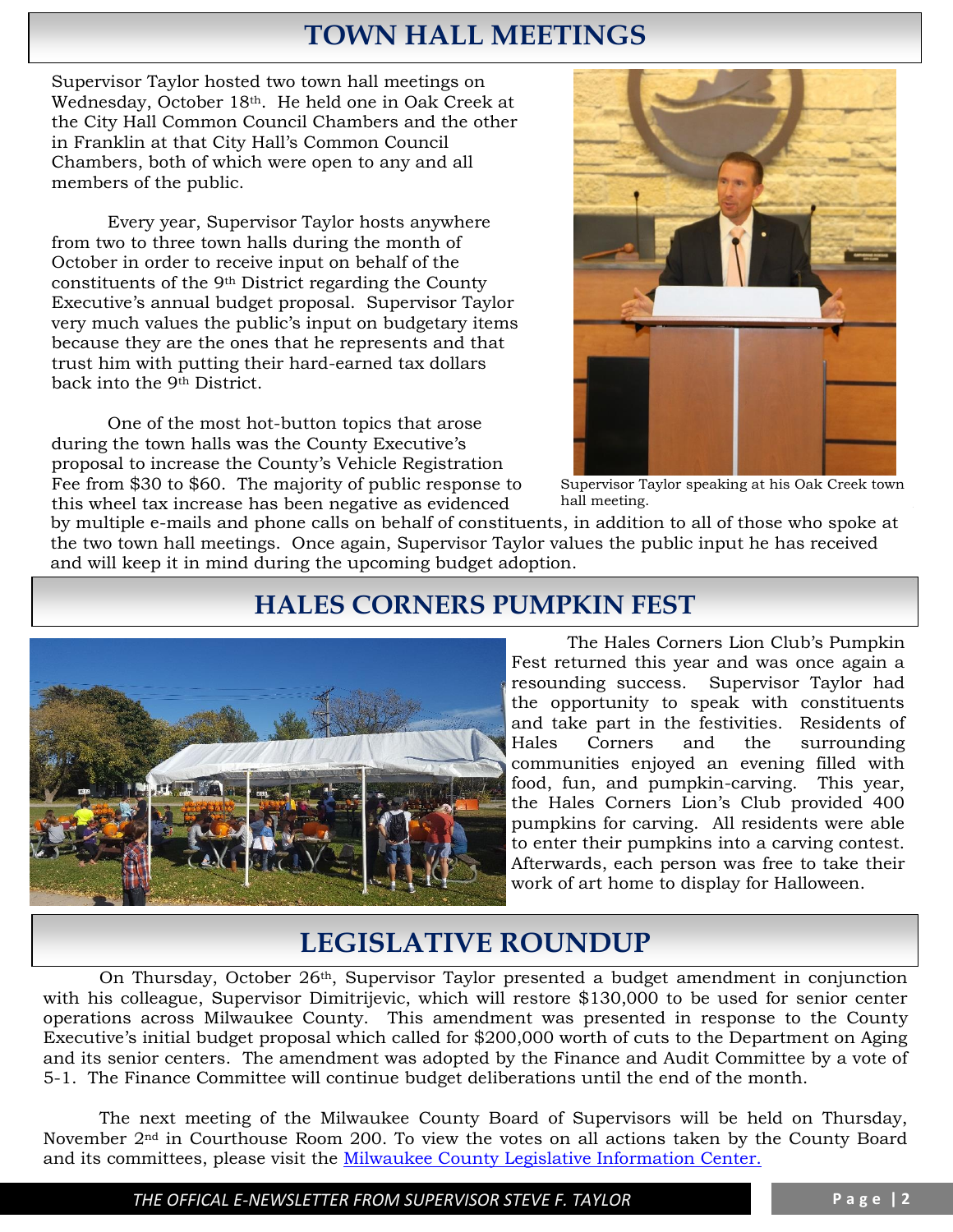## TOWN HALL MEETINGS

Supervisor Taylor hosted two town hall meetings on Wednesday, October 18th. He held one in Oak Creek at the City Hall Common Council Chambers and the other in Franklin at that City Hall's Common Council Chambers, both of which were open to any and all members of the public.

Every year, Supervisor Taylor hosts anywhere from two to three town halls during the month of October in order to receive input on behalf of the constituents of the 9th District regarding the County Executive's annual budget proposal. Supervisor Taylor very much values the public's input on budgetary items because they are the ones that he represents and that trust him with putting their hard-earned tax dollars back into the 9th District.

One of the most hot-button topics that arose during the town halls was the County Executive's proposal to increase the County's Vehicle Registration Fee from $30 to $60. The majority of public response to this wheel tax increase has been negative as evidenced by multiple e-mails and phone calls on behalf of constituents, in addition to all of those who spoke at the two town hall meetings. Once again, Supervisor Taylor values the public input he has received and will keep it in mind during the upcoming budget adoption.

Supervisor Taylor speaking at his Oak Creek town hall meeting.

## HALES CORNERS PUMPKIN FEST

The Hales Corners Lion Club's Pumpkin Fest returned this year and was once again a resounding success. Supervisor Taylor had the opportunity to speak with constituents and take part in the festivities. Residents of Hales Corners and the surrounding communities enjoyed an evening filled with food, fun, and pumpkin-carving. This year, the Hales Corners Lion's Club provided 400 pumpkins for carving. All residents were able to enter their pumpkins into a carving contest. Afterwards, each person was free to take their work of art home to display for Halloween.

## LEGISLATIVE ROUNDUP

On Thursday, October 26th, Supervisor Taylor presented a budget amendment in conjunction with his colleague, Supervisor Dimitrijevic, which will restore $130,000 to be used for senior center operations across Milwaukee County. This amendment was presented in response to the County Executive's initial budget proposal which called for $200,000 worth of cuts to the Department on Aging and its senior centers. The amendment was adopted by the Finance and Audit Committee by a vote of 5-1. The Finance Committee will continue budget deliberations until the end of the month.

The next meeting of the Milwaukee County Board of Supervisors will be held on Thursday, November 2nd in Courthouse Room 200. To view the votes on all actions taken by the County Board and its committees, please visit the Milwaukee County Legislative Information Center.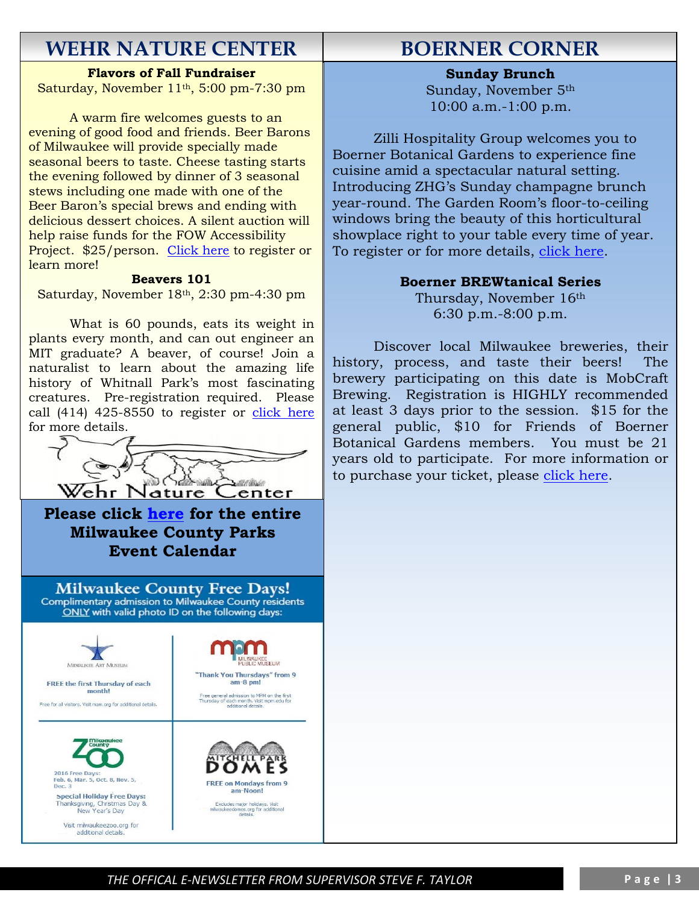## WEHR NATURE CENTER

**Flavors of Fall Fundraiser**
Saturday, November 11th, 5:00 pm-7:30 pm

A warm fire welcomes guests to an evening of good food and friends. Beer Barons of Milwaukee will provide specially made seasonal beers to taste. Cheese tasting starts the evening followed by dinner of 3 seasonal stews including one made with one of the Beer Baron's special brews and ending with delicious dessert choices. A silent auction will help raise funds for the FOW Accessibility Project. $25/person. Click here to register or learn more!

**Beavers 101**
Saturday, November 18th, 2:30 pm-4:30 pm

What is 60 pounds, eats its weight in plants every month, and can out engineer an MIT graduate? A beaver, of course! Join a naturalist to learn about the amazing life history of Whitnall Park's most fascinating creatures. Pre-registration required. Please call (414) 425-8550 to register or click here for more details.

Wehr Nature Center

**Please click here for the entire Milwaukee County Parks Event Calendar**

## Milwaukee County Free Days!

Complimentary admission to Milwaukee County residents ONLY with valid photo ID on the following days:

Milwaukee Art Museum
FREE the first Thursday of each month!
Free for all visitors. Visit mam.org for additional details.

Milwaukee Public Museum
"Thank You Thursdays" from 9 am-8 pm!
Free general admission to MPM on the first Thursday of each month. Visit mpm.edu for additional details.

Milwaukee County Zoo
2016 Free Days:
Feb. 6, Mar. 5, Oct. 8, Nov. 5, Dec. 3
Special Holiday Free Days:
Thanksgiving, Christmas Day & New Year's Day
Visit milwaukeezoo.org for additional details.

Mitchell Park Domes
FREE on Mondays from 9 am-Noon!
Excludes major holidays. Visit milwaukeedomes.org for additional details.

## BOERNER CORNER

**Sunday Brunch**
Sunday, November 5th
10:00 a.m.-1:00 p.m.

Zilli Hospitality Group welcomes you to Boerner Botanical Gardens to experience fine cuisine amid a spectacular natural setting. Introducing ZHG's Sunday champagne brunch year-round. The Garden Room's floor-to-ceiling windows bring the beauty of this horticultural showplace right to your table every time of year. To register or for more details, click here.

**Boerner BREWtanical Series**
Thursday, November 16th
6:30 p.m.-8:00 p.m.

Discover local Milwaukee breweries, their history, process, and taste their beers! The brewery participating on this date is MobCraft Brewing. Registration is HIGHLY recommended at least 3 days prior to the session. $15 for the general public, $10 for Friends of Boerner Botanical Gardens members. You must be 21 years old to participate. For more information or to purchase your ticket, please click here.